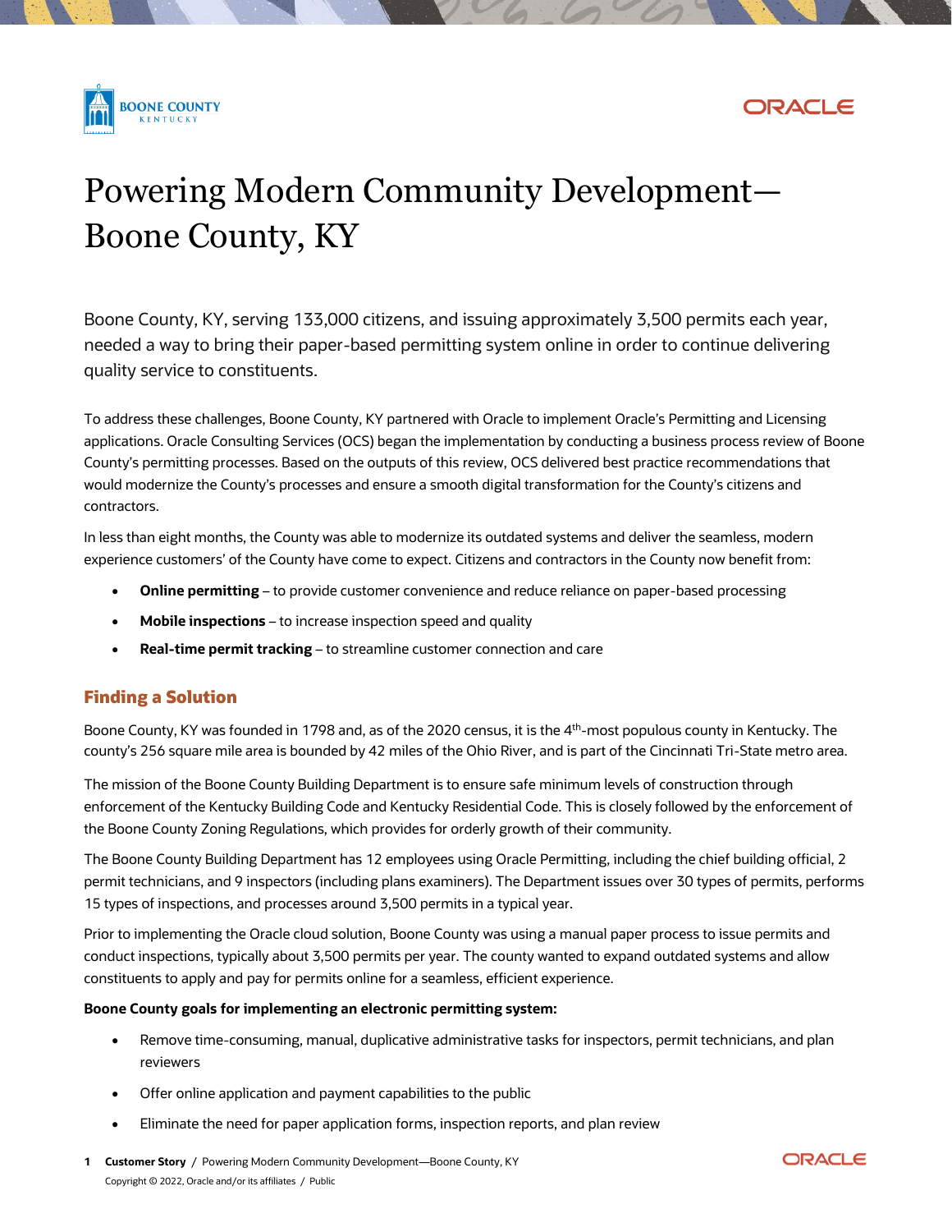# Powering Modern Community Development—Boone County, KY

Boone County, KY, serving 133,000 citizens, and issuing approximately 3,500 permits each year, needed a way to bring their paper-based permitting system online in order to continue delivering quality service to constituents.

To address these challenges, Boone County, KY partnered with Oracle to implement Oracle's Permitting and Licensing applications. Oracle Consulting Services (OCS) began the implementation by conducting a business process review of Boone County's permitting processes. Based on the outputs of this review, OCS delivered best practice recommendations that would modernize the County's processes and ensure a smooth digital transformation for the County's citizens and contractors.

In less than eight months, the County was able to modernize its outdated systems and deliver the seamless, modern experience customers' of the County have come to expect. Citizens and contractors in the County now benefit from:

- **Online permitting** – to provide customer convenience and reduce reliance on paper-based processing
- **Mobile inspections** – to increase inspection speed and quality
- **Real-time permit tracking** – to streamline customer connection and care

## Finding a Solution

Boone County, KY was founded in 1798 and, as of the 2020 census, it is the 4th-most populous county in Kentucky. The county's 256 square mile area is bounded by 42 miles of the Ohio River, and is part of the Cincinnati Tri-State metro area.

The mission of the Boone County Building Department is to ensure safe minimum levels of construction through enforcement of the Kentucky Building Code and Kentucky Residential Code. This is closely followed by the enforcement of the Boone County Zoning Regulations, which provides for orderly growth of their community.

The Boone County Building Department has 12 employees using Oracle Permitting, including the chief building official, 2 permit technicians, and 9 inspectors (including plans examiners). The Department issues over 30 types of permits, performs 15 types of inspections, and processes around 3,500 permits in a typical year.

Prior to implementing the Oracle cloud solution, Boone County was using a manual paper process to issue permits and conduct inspections, typically about 3,500 permits per year. The county wanted to expand outdated systems and allow constituents to apply and pay for permits online for a seamless, efficient experience.

**Boone County goals for implementing an electronic permitting system:**

- Remove time-consuming, manual, duplicative administrative tasks for inspectors, permit technicians, and plan reviewers
- Offer online application and payment capabilities to the public
- Eliminate the need for paper application forms, inspection reports, and plan review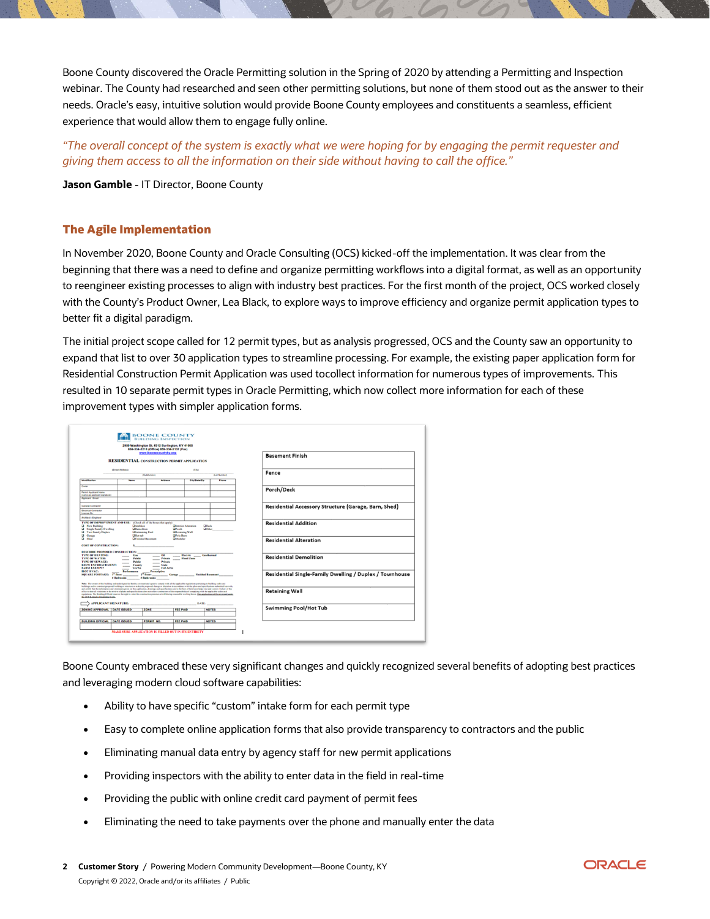Boone County discovered the Oracle Permitting solution in the Spring of 2020 by attending a Permitting and Inspection webinar. The County had researched and seen other permitting solutions, but none of them stood out as the answer to their needs. Oracle's easy, intuitive solution would provide Boone County employees and constituents a seamless, efficient experience that would allow them to engage fully online.

*"The overall concept of the system is exactly what we were hoping for by engaging the permit requester and giving them access to all the information on their side without having to call the office."*

**Jason Gamble** - IT Director, Boone County

## The Agile Implementation

In November 2020, Boone County and Oracle Consulting (OCS) kicked-off the implementation. It was clear from the beginning that there was a need to define and organize permitting workflows into a digital format, as well as an opportunity to reengineer existing processes to align with industry best practices. For the first month of the project, OCS worked closely with the County's Product Owner, Lea Black, to explore ways to improve efficiency and organize permit application types to better fit a digital paradigm.

The initial project scope called for 12 permit types, but as analysis progressed, OCS and the County saw an opportunity to expand that list to over 30 application types to streamline processing. For example, the existing paper application form for Residential Construction Permit Application was used tocollect information for numerous types of improvements. This resulted in 10 separate permit types in Oracle Permitting, which now collect more information for each of these improvement types with simpler application forms.

| |
|---|
| Basement Finish |
| Fence |
| Porch/Deck |
| Residential Accessory Structure (Garage, Barn, Shed) |
| Residential Addition |
| Residential Alteration |
| Residential Demolition |
| Residential Single-Family Dwelling / Duplex / Townhouse |
| Retaining Wall |
| Swimming Pool/Hot Tub |

Boone County embraced these very significant changes and quickly recognized several benefits of adopting best practices and leveraging modern cloud software capabilities:

- Ability to have specific "custom" intake form for each permit type
- Easy to complete online application forms that also provide transparency to contractors and the public
- Eliminating manual data entry by agency staff for new permit applications
- Providing inspectors with the ability to enter data in the field in real-time
- Providing the public with online credit card payment of permit fees
- Eliminating the need to take payments over the phone and manually enter the data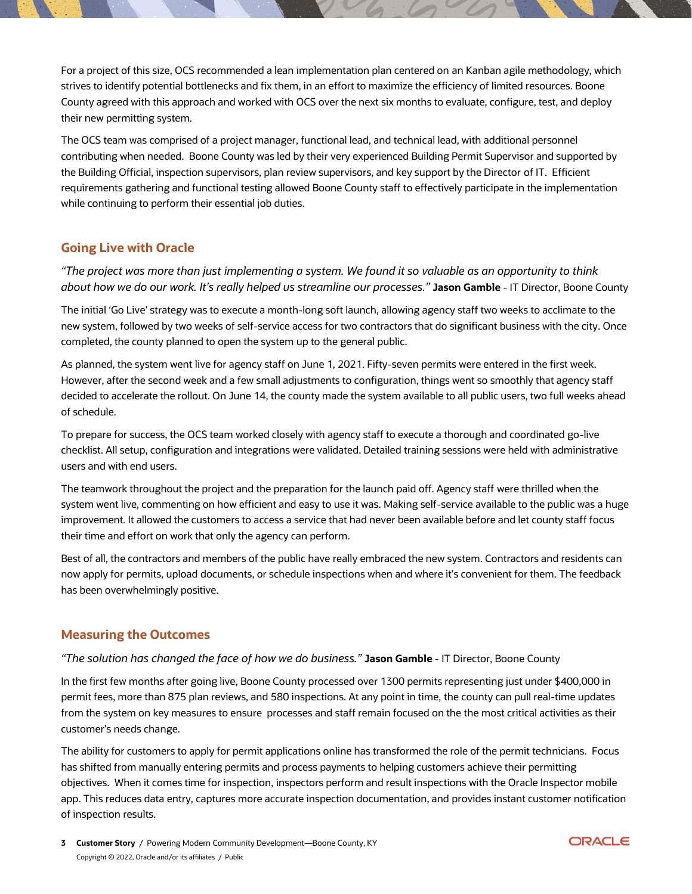For a project of this size, OCS recommended a lean implementation plan centered on an Kanban agile methodology, which strives to identify potential bottlenecks and fix them, in an effort to maximize the efficiency of limited resources. Boone County agreed with this approach and worked with OCS over the next six months to evaluate, configure, test, and deploy their new permitting system.

The OCS team was comprised of a project manager, functional lead, and technical lead, with additional personnel contributing when needed. Boone County was led by their very experienced Building Permit Supervisor and supported by the Building Official, inspection supervisors, plan review supervisors, and key support by the Director of IT. Efficient requirements gathering and functional testing allowed Boone County staff to effectively participate in the implementation while continuing to perform their essential job duties.

## Going Live with Oracle

*"The project was more than just implementing a system. We found it so valuable as an opportunity to think about how we do our work. It's really helped us streamline our processes."* **Jason Gamble** - IT Director, Boone County

The initial 'Go Live' strategy was to execute a month-long soft launch, allowing agency staff two weeks to acclimate to the new system, followed by two weeks of self-service access for two contractors that do significant business with the city. Once completed, the county planned to open the system up to the general public.

As planned, the system went live for agency staff on June 1, 2021. Fifty-seven permits were entered in the first week. However, after the second week and a few small adjustments to configuration, things went so smoothly that agency staff decided to accelerate the rollout. On June 14, the county made the system available to all public users, two full weeks ahead of schedule.

To prepare for success, the OCS team worked closely with agency staff to execute a thorough and coordinated go-live checklist. All setup, configuration and integrations were validated. Detailed training sessions were held with administrative users and with end users.

The teamwork throughout the project and the preparation for the launch paid off. Agency staff were thrilled when the system went live, commenting on how efficient and easy to use it was. Making self-service available to the public was a huge improvement. It allowed the customers to access a service that had never been available before and let county staff focus their time and effort on work that only the agency can perform.

Best of all, the contractors and members of the public have really embraced the new system. Contractors and residents can now apply for permits, upload documents, or schedule inspections when and where it's convenient for them. The feedback has been overwhelmingly positive.

## Measuring the Outcomes

*"The solution has changed the face of how we do business."* **Jason Gamble** - IT Director, Boone County

In the first few months after going live, Boone County processed over 1300 permits representing just under $400,000 in permit fees, more than 875 plan reviews, and 580 inspections. At any point in time, the county can pull real-time updates from the system on key measures to ensure processes and staff remain focused on the the most critical activities as their customer's needs change.

The ability for customers to apply for permit applications online has transformed the role of the permit technicians. Focus has shifted from manually entering permits and process payments to helping customers achieve their permitting objectives. When it comes time for inspection, inspectors perform and result inspections with the Oracle Inspector mobile app. This reduces data entry, captures more accurate inspection documentation, and provides instant customer notification of inspection results.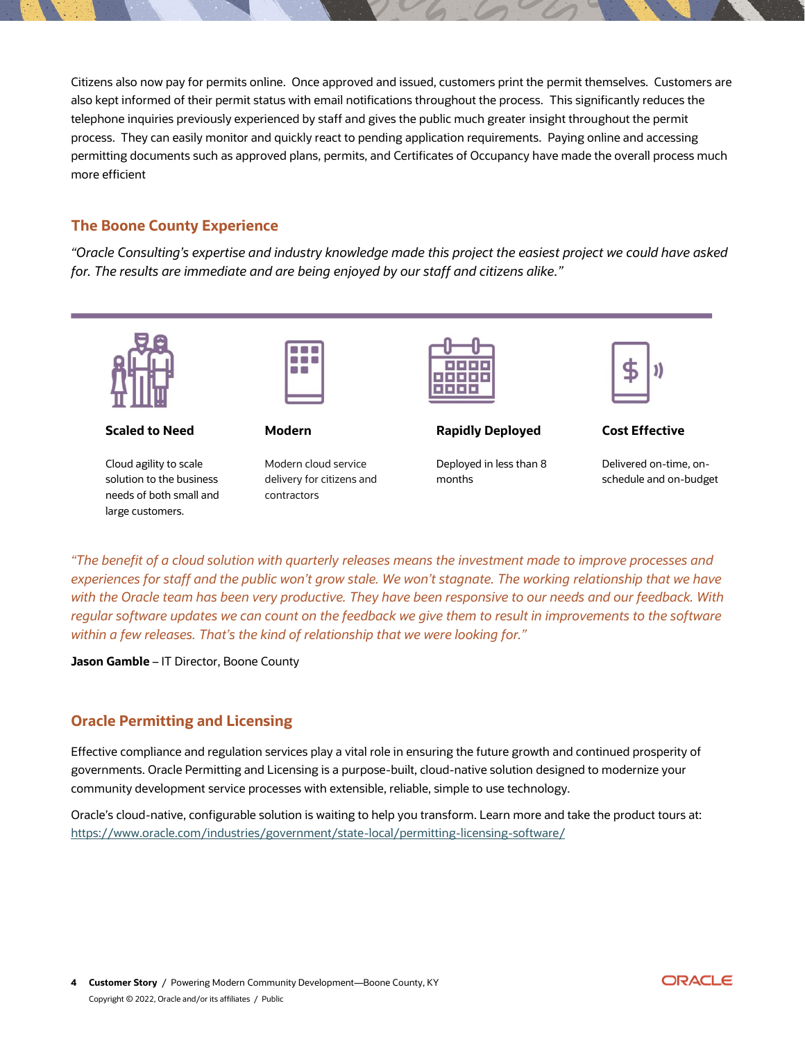Citizens also now pay for permits online. Once approved and issued, customers print the permit themselves. Customers are also kept informed of their permit status with email notifications throughout the process. This significantly reduces the telephone inquiries previously experienced by staff and gives the public much greater insight throughout the permit process. They can easily monitor and quickly react to pending application requirements. Paying online and accessing permitting documents such as approved plans, permits, and Certificates of Occupancy have made the overall process much more efficient

## The Boone County Experience

*"Oracle Consulting's expertise and industry knowledge made this project the easiest project we could have asked for. The results are immediate and are being enjoyed by our staff and citizens alike."*

**Scaled to Need**

Cloud agility to scale solution to the business needs of both small and large customers.

**Modern**

Modern cloud service delivery for citizens and contractors

**Rapidly Deployed**

Deployed in less than 8 months

**Cost Effective**

Delivered on-time, on-schedule and on-budget

*"The benefit of a cloud solution with quarterly releases means the investment made to improve processes and experiences for staff and the public won't grow stale. We won't stagnate. The working relationship that we have with the Oracle team has been very productive. They have been responsive to our needs and our feedback. With regular software updates we can count on the feedback we give them to result in improvements to the software within a few releases. That's the kind of relationship that we were looking for."*

**Jason Gamble** – IT Director, Boone County

## Oracle Permitting and Licensing

Effective compliance and regulation services play a vital role in ensuring the future growth and continued prosperity of governments. Oracle Permitting and Licensing is a purpose-built, cloud-native solution designed to modernize your community development service processes with extensible, reliable, simple to use technology.

Oracle's cloud-native, configurable solution is waiting to help you transform. Learn more and take the product tours at: https://www.oracle.com/industries/government/state-local/permitting-licensing-software/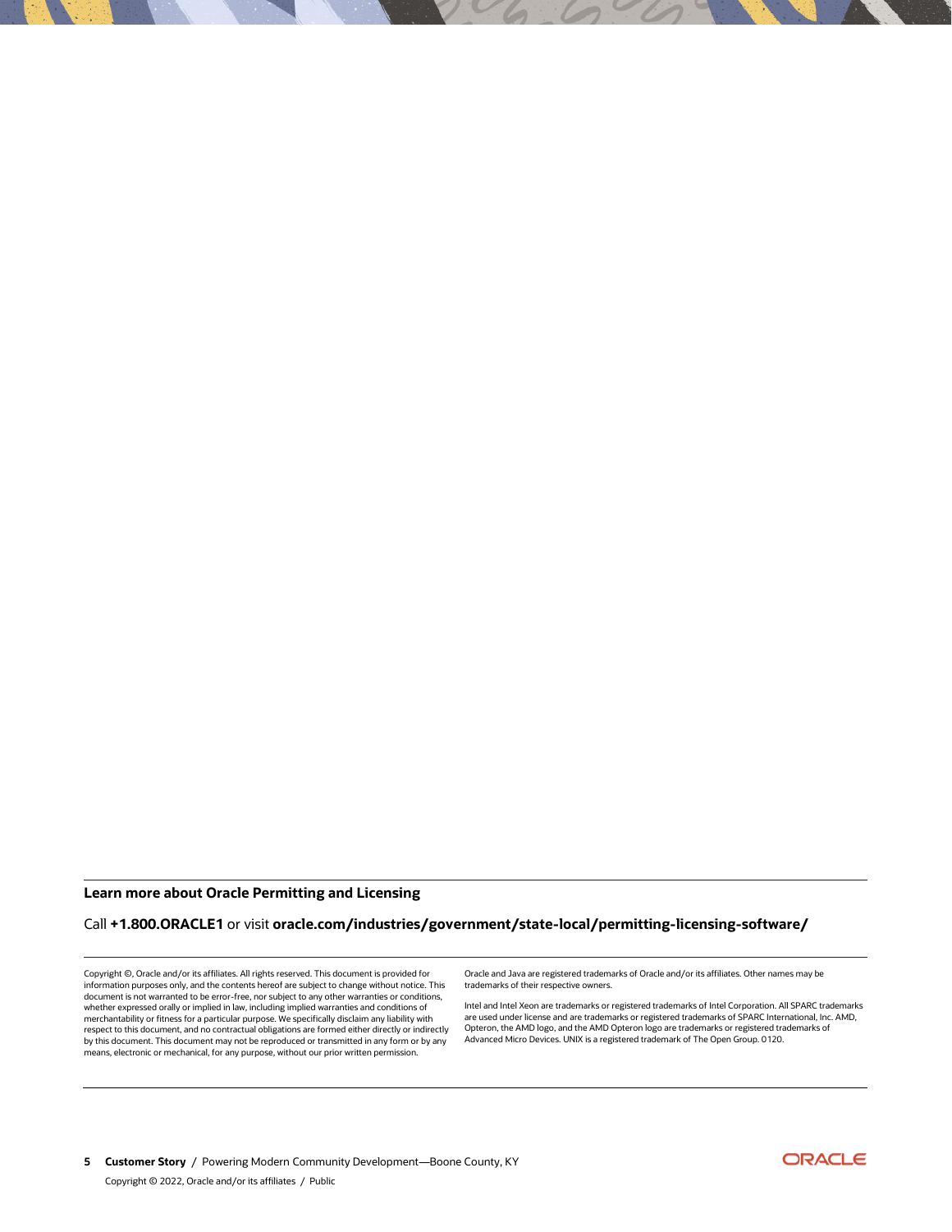**Learn more about Oracle Permitting and Licensing**

Call **+1.800.ORACLE1** or visit **oracle.com/industries/government/state-local/permitting-licensing-software/**

Copyright ©, Oracle and/or its affiliates. All rights reserved. This document is provided for information purposes only, and the contents hereof are subject to change without notice. This document is not warranted to be error-free, nor subject to any other warranties or conditions, whether expressed orally or implied in law, including implied warranties and conditions of merchantability or fitness for a particular purpose. We specifically disclaim any liability with respect to this document, and no contractual obligations are formed either directly or indirectly by this document. This document may not be reproduced or transmitted in any form or by any means, electronic or mechanical, for any purpose, without our prior written permission.

Oracle and Java are registered trademarks of Oracle and/or its affiliates. Other names may be trademarks of their respective owners.

Intel and Intel Xeon are trademarks or registered trademarks of Intel Corporation. All SPARC trademarks are used under license and are trademarks or registered trademarks of SPARC International, Inc. AMD, Opteron, the AMD logo, and the AMD Opteron logo are trademarks or registered trademarks of Advanced Micro Devices. UNIX is a registered trademark of The Open Group. 0120.